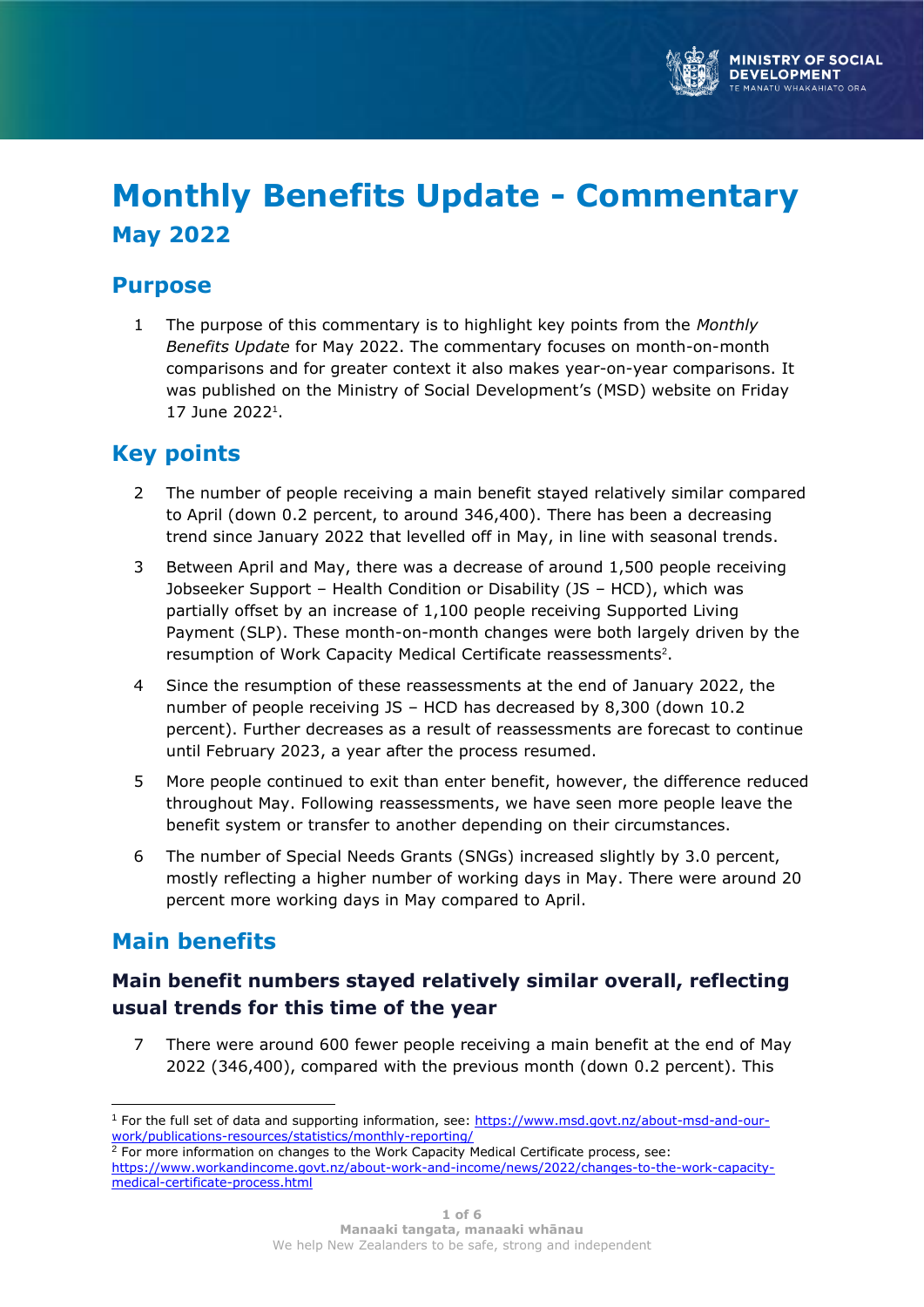# Monthly Benefits Update - Commentary

## May 2022

## Purpose

1. The purpose of this commentary is to highlight key points from the *Monthly Benefits Update* for May 2022. The commentary focuses on month-on-month comparisons and for greater context it also makes year-on-year comparisons. It was published on the Ministry of Social Development's (MSD) website on Friday 17 June 2022[1].

## Key points

2. The number of people receiving a main benefit stayed relatively similar compared to April (down 0.2 percent, to around 346,400). There has been a decreasing trend since January 2022 that levelled off in May, in line with seasonal trends.
3. Between April and May, there was a decrease of around 1,500 people receiving Jobseeker Support – Health Condition or Disability (JS – HCD), which was partially offset by an increase of 1,100 people receiving Supported Living Payment (SLP). These month-on-month changes were both largely driven by the resumption of Work Capacity Medical Certificate reassessments[2].
4. Since the resumption of these reassessments at the end of January 2022, the number of people receiving JS – HCD has decreased by 8,300 (down 10.2 percent). Further decreases as a result of reassessments are forecast to continue until February 2023, a year after the process resumed.
5. More people continued to exit than enter benefit, however, the difference reduced throughout May. Following reassessments, we have seen more people leave the benefit system or transfer to another depending on their circumstances.
6. The number of Special Needs Grants (SNGs) increased slightly by 3.0 percent, mostly reflecting a higher number of working days in May. There were around 20 percent more working days in May compared to April.

## Main benefits

### Main benefit numbers stayed relatively similar overall, reflecting usual trends for this time of the year

7. There were around 600 fewer people receiving a main benefit at the end of May 2022 (346,400), compared with the previous month (down 0.2 percent). This

---

[1] For the full set of data and supporting information, see: https://www.msd.govt.nz/about-msd-and-our-work/publications-resources/statistics/monthly-reporting/

[2] For more information on changes to the Work Capacity Medical Certificate process, see: https://www.workandincome.govt.nz/about-work-and-income/news/2022/changes-to-the-work-capacity-medical-certificate-process.html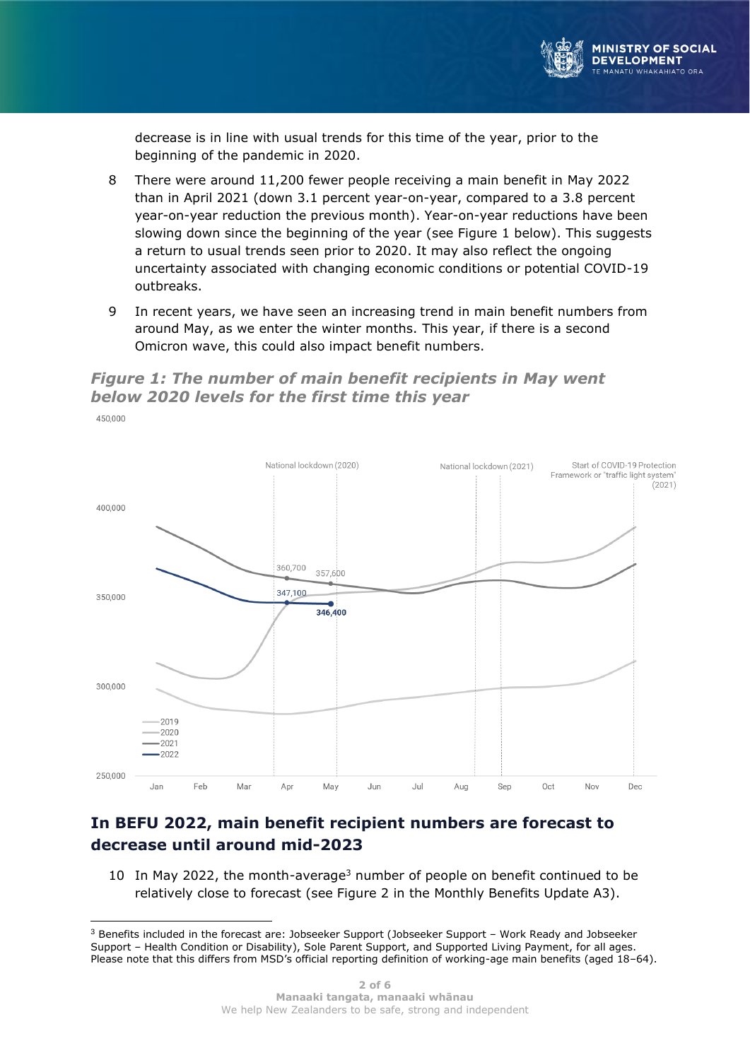decrease is in line with usual trends for this time of the year, prior to the beginning of the pandemic in 2020.

8 There were around 11,200 fewer people receiving a main benefit in May 2022 than in April 2021 (down 3.1 percent year-on-year, compared to a 3.8 percent year-on-year reduction the previous month). Year-on-year reductions have been slowing down since the beginning of the year (see Figure 1 below). This suggests a return to usual trends seen prior to 2020. It may also reflect the ongoing uncertainty associated with changing economic conditions or potential COVID-19 outbreaks.

9 In recent years, we have seen an increasing trend in main benefit numbers from around May, as we enter the winter months. This year, if there is a second Omicron wave, this could also impact benefit numbers.

***Figure 1: The number of main benefit recipients in May went below 2020 levels for the first time this year***

## In BEFU 2022, main benefit recipient numbers are forecast to decrease until around mid-2023

10 In May 2022, the month-average[3] number of people on benefit continued to be relatively close to forecast (see Figure 2 in the Monthly Benefits Update A3).

[3] Benefits included in the forecast are: Jobseeker Support (Jobseeker Support – Work Ready and Jobseeker Support – Health Condition or Disability), Sole Parent Support, and Supported Living Payment, for all ages. Please note that this differs from MSD's official reporting definition of working-age main benefits (aged 18–64).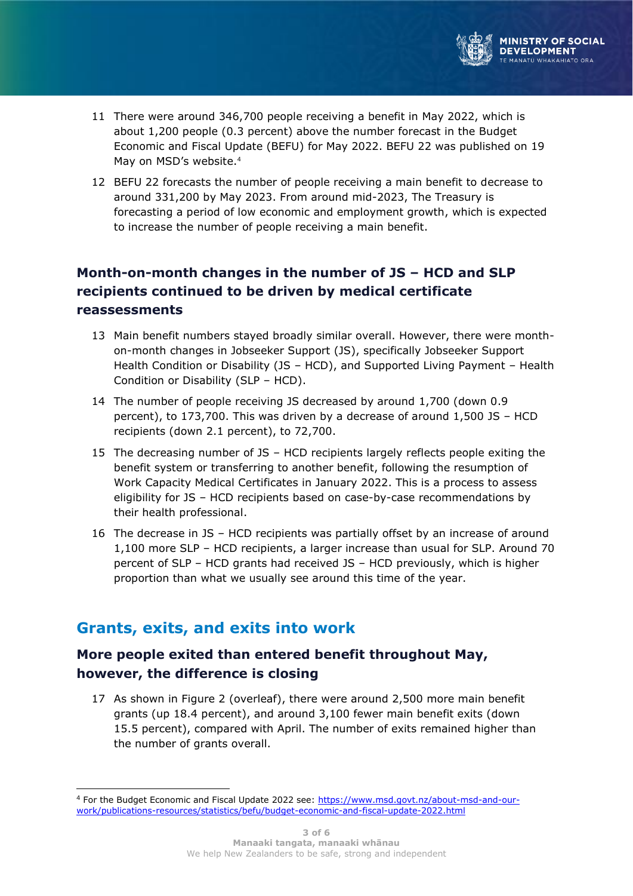11. There were around 346,700 people receiving a benefit in May 2022, which is about 1,200 people (0.3 percent) above the number forecast in the Budget Economic and Fiscal Update (BEFU) for May 2022. BEFU 22 was published on 19 May on MSD's website.[4]
12. BEFU 22 forecasts the number of people receiving a main benefit to decrease to around 331,200 by May 2023. From around mid-2023, The Treasury is forecasting a period of low economic and employment growth, which is expected to increase the number of people receiving a main benefit.

### Month-on-month changes in the number of JS – HCD and SLP recipients continued to be driven by medical certificate reassessments

13. Main benefit numbers stayed broadly similar overall. However, there were month-on-month changes in Jobseeker Support (JS), specifically Jobseeker Support Health Condition or Disability (JS – HCD), and Supported Living Payment – Health Condition or Disability (SLP – HCD).
14. The number of people receiving JS decreased by around 1,700 (down 0.9 percent), to 173,700. This was driven by a decrease of around 1,500 JS – HCD recipients (down 2.1 percent), to 72,700.
15. The decreasing number of JS – HCD recipients largely reflects people exiting the benefit system or transferring to another benefit, following the resumption of Work Capacity Medical Certificates in January 2022. This is a process to assess eligibility for JS – HCD recipients based on case-by-case recommendations by their health professional.
16. The decrease in JS – HCD recipients was partially offset by an increase of around 1,100 more SLP – HCD recipients, a larger increase than usual for SLP. Around 70 percent of SLP – HCD grants had received JS – HCD previously, which is higher proportion than what we usually see around this time of the year.

## Grants, exits, and exits into work

### More people exited than entered benefit throughout May, however, the difference is closing

17. As shown in Figure 2 (overleaf), there were around 2,500 more main benefit grants (up 18.4 percent), and around 3,100 fewer main benefit exits (down 15.5 percent), compared with April. The number of exits remained higher than the number of grants overall.

---

[4] For the Budget Economic and Fiscal Update 2022 see: https://www.msd.govt.nz/about-msd-and-our-work/publications-resources/statistics/befu/budget-economic-and-fiscal-update-2022.html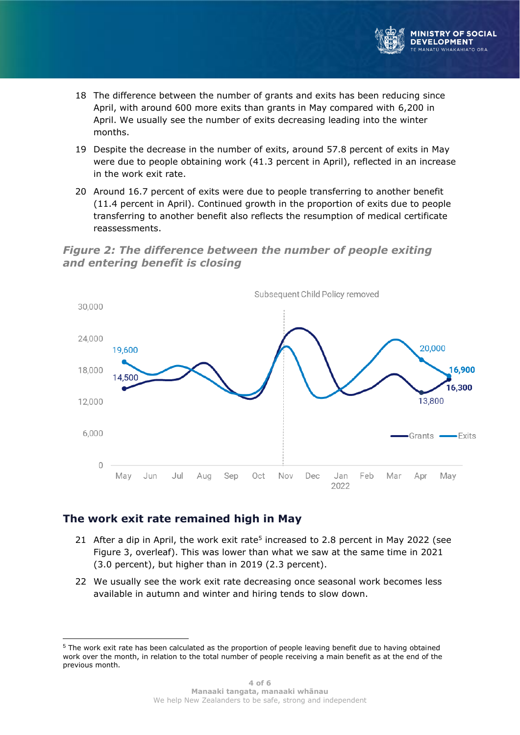18 The difference between the number of grants and exits has been reducing since April, with around 600 more exits than grants in May compared with 6,200 in April. We usually see the number of exits decreasing leading into the winter months.

19 Despite the decrease in the number of exits, around 57.8 percent of exits in May were due to people obtaining work (41.3 percent in April), reflected in an increase in the work exit rate.

20 Around 16.7 percent of exits were due to people transferring to another benefit (11.4 percent in April). Continued growth in the proportion of exits due to people transferring to another benefit also reflects the resumption of medical certificate reassessments.

***Figure 2: The difference between the number of people exiting and entering benefit is closing***

## The work exit rate remained high in May

21 After a dip in April, the work exit rate[5] increased to 2.8 percent in May 2022 (see Figure 3, overleaf). This was lower than what we saw at the same time in 2021 (3.0 percent), but higher than in 2019 (2.3 percent).

22 We usually see the work exit rate decreasing once seasonal work becomes less available in autumn and winter and hiring tends to slow down.

[5] The work exit rate has been calculated as the proportion of people leaving benefit due to having obtained work over the month, in relation to the total number of people receiving a main benefit as at the end of the previous month.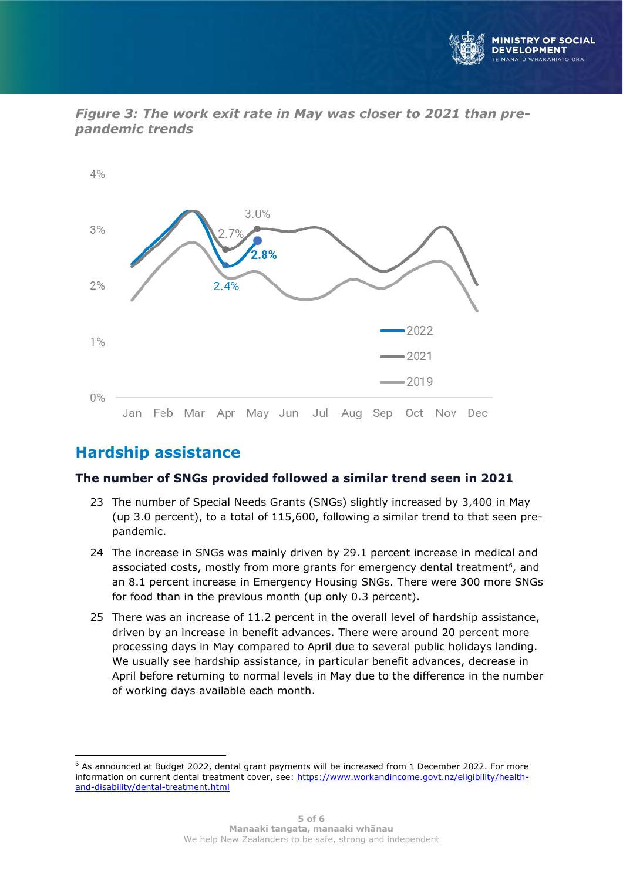*Figure 3: The work exit rate in May was closer to 2021 than pre-pandemic trends*

## Hardship assistance

### The number of SNGs provided followed a similar trend seen in 2021

23 The number of Special Needs Grants (SNGs) slightly increased by 3,400 in May (up 3.0 percent), to a total of 115,600, following a similar trend to that seen pre-pandemic.

24 The increase in SNGs was mainly driven by 29.1 percent increase in medical and associated costs, mostly from more grants for emergency dental treatment[6], and an 8.1 percent increase in Emergency Housing SNGs. There were 300 more SNGs for food than in the previous month (up only 0.3 percent).

25 There was an increase of 11.2 percent in the overall level of hardship assistance, driven by an increase in benefit advances. There were around 20 percent more processing days in May compared to April due to several public holidays landing. We usually see hardship assistance, in particular benefit advances, decrease in April before returning to normal levels in May due to the difference in the number of working days available each month.

---

[6] As announced at Budget 2022, dental grant payments will be increased from 1 December 2022. For more information on current dental treatment cover, see: https://www.workandincome.govt.nz/eligibility/health-and-disability/dental-treatment.html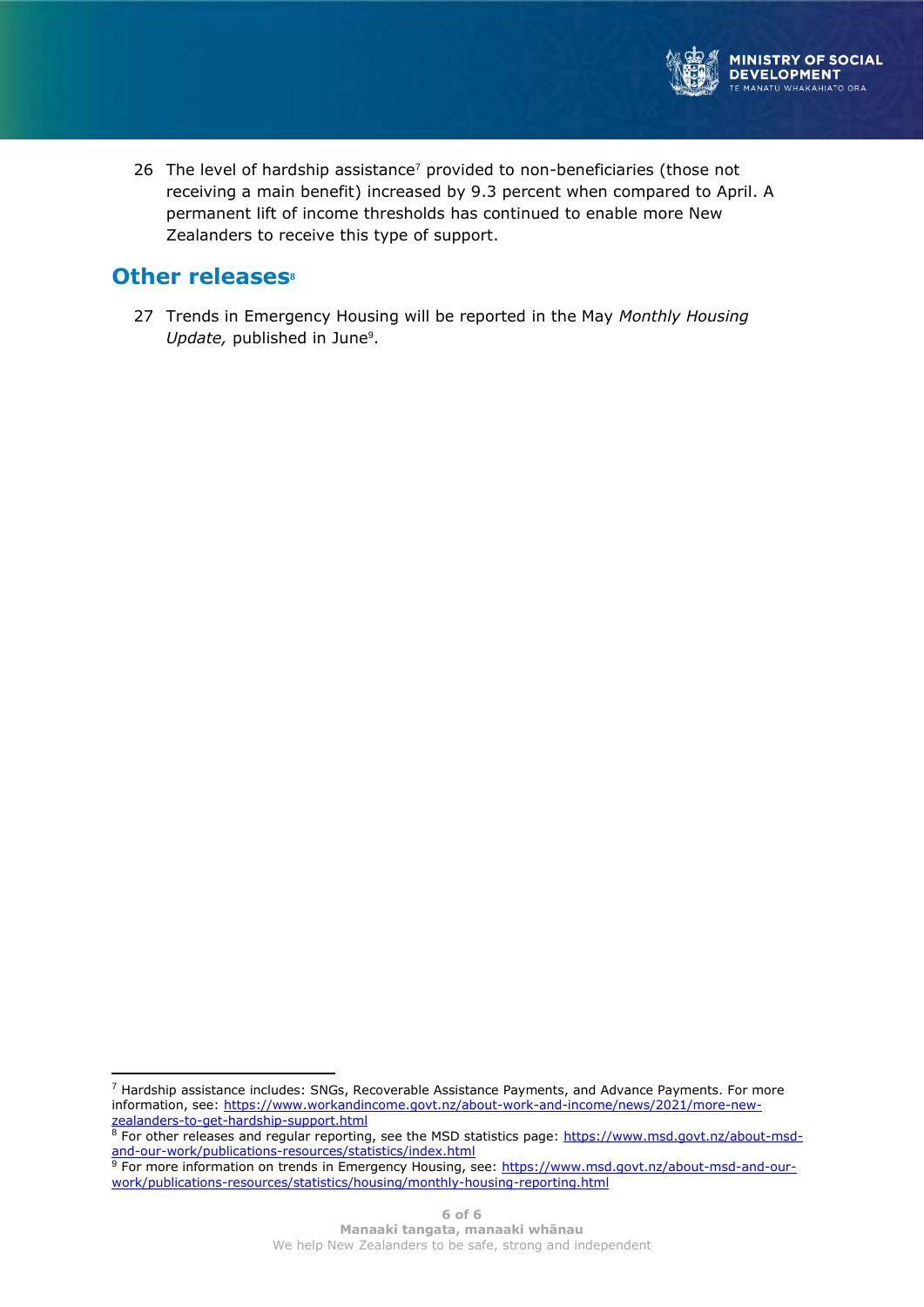26 The level of hardship assistance[7] provided to non-beneficiaries (those not receiving a main benefit) increased by 9.3 percent when compared to April. A permanent lift of income thresholds has continued to enable more New Zealanders to receive this type of support.

## Other releases[8]

27 Trends in Emergency Housing will be reported in the May *Monthly Housing Update,* published in June[9].

---

[7] Hardship assistance includes: SNGs, Recoverable Assistance Payments, and Advance Payments. For more information, see: https://www.workandincome.govt.nz/about-work-and-income/news/2021/more-new-zealanders-to-get-hardship-support.html

[8] For other releases and regular reporting, see the MSD statistics page: https://www.msd.govt.nz/about-msd-and-our-work/publications-resources/statistics/index.html

[9] For more information on trends in Emergency Housing, see: https://www.msd.govt.nz/about-msd-and-our-work/publications-resources/statistics/housing/monthly-housing-reporting.html